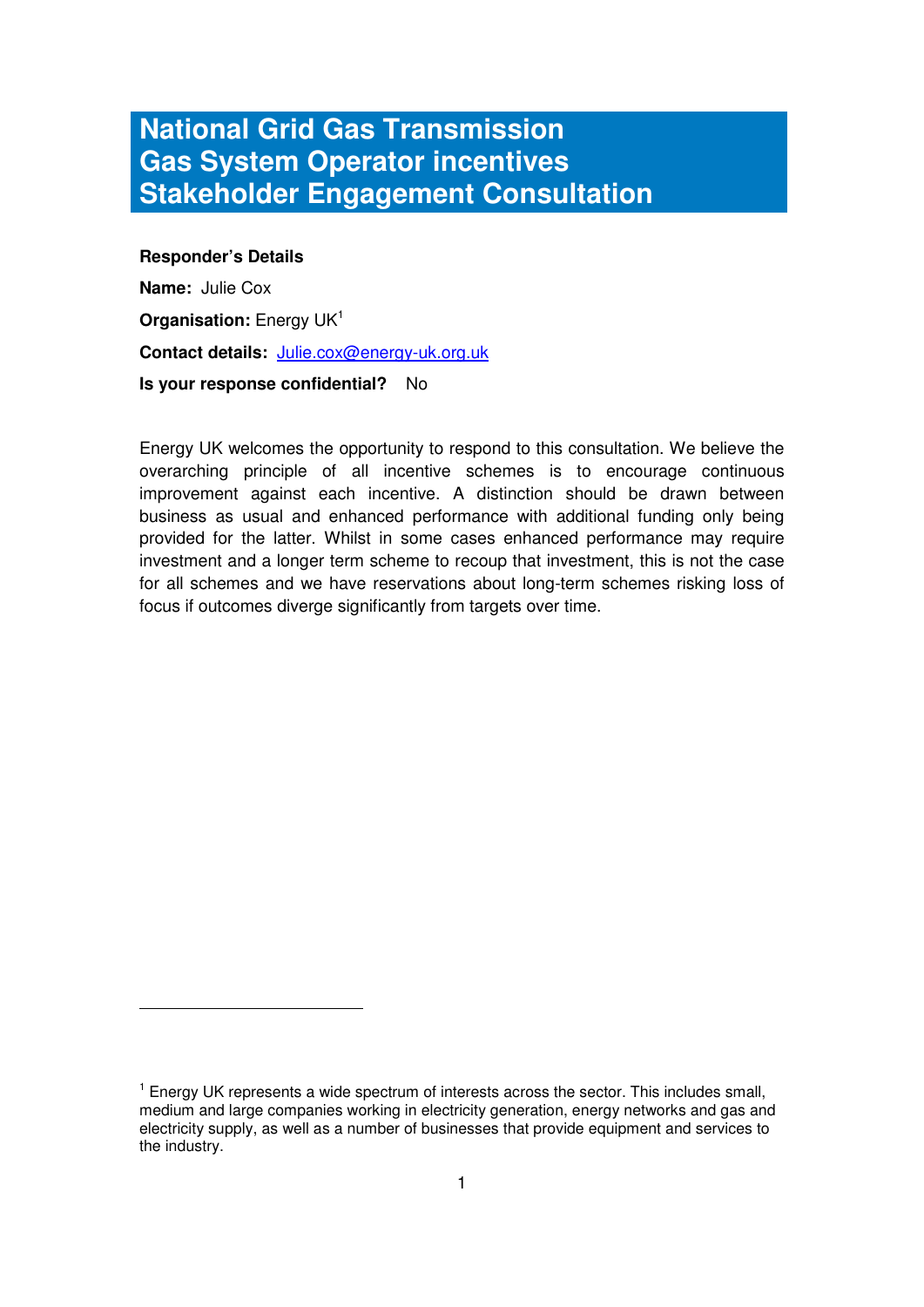# National Grid Gas Transmission
# Gas System Operator incentives
# Stakeholder Engagement Consultation

**Responder's Details**

**Name:** Julie Cox

**Organisation:** Energy UK[1]

**Contact details:** Julie.cox@energy-uk.org.uk

**Is your response confidential?** No

Energy UK welcomes the opportunity to respond to this consultation. We believe the overarching principle of all incentive schemes is to encourage continuous improvement against each incentive. A distinction should be drawn between business as usual and enhanced performance with additional funding only being provided for the latter. Whilst in some cases enhanced performance may require investment and a longer term scheme to recoup that investment, this is not the case for all schemes and we have reservations about long-term schemes risking loss of focus if outcomes diverge significantly from targets over time.

---

[1] Energy UK represents a wide spectrum of interests across the sector. This includes small, medium and large companies working in electricity generation, energy networks and gas and electricity supply, as well as a number of businesses that provide equipment and services to the industry.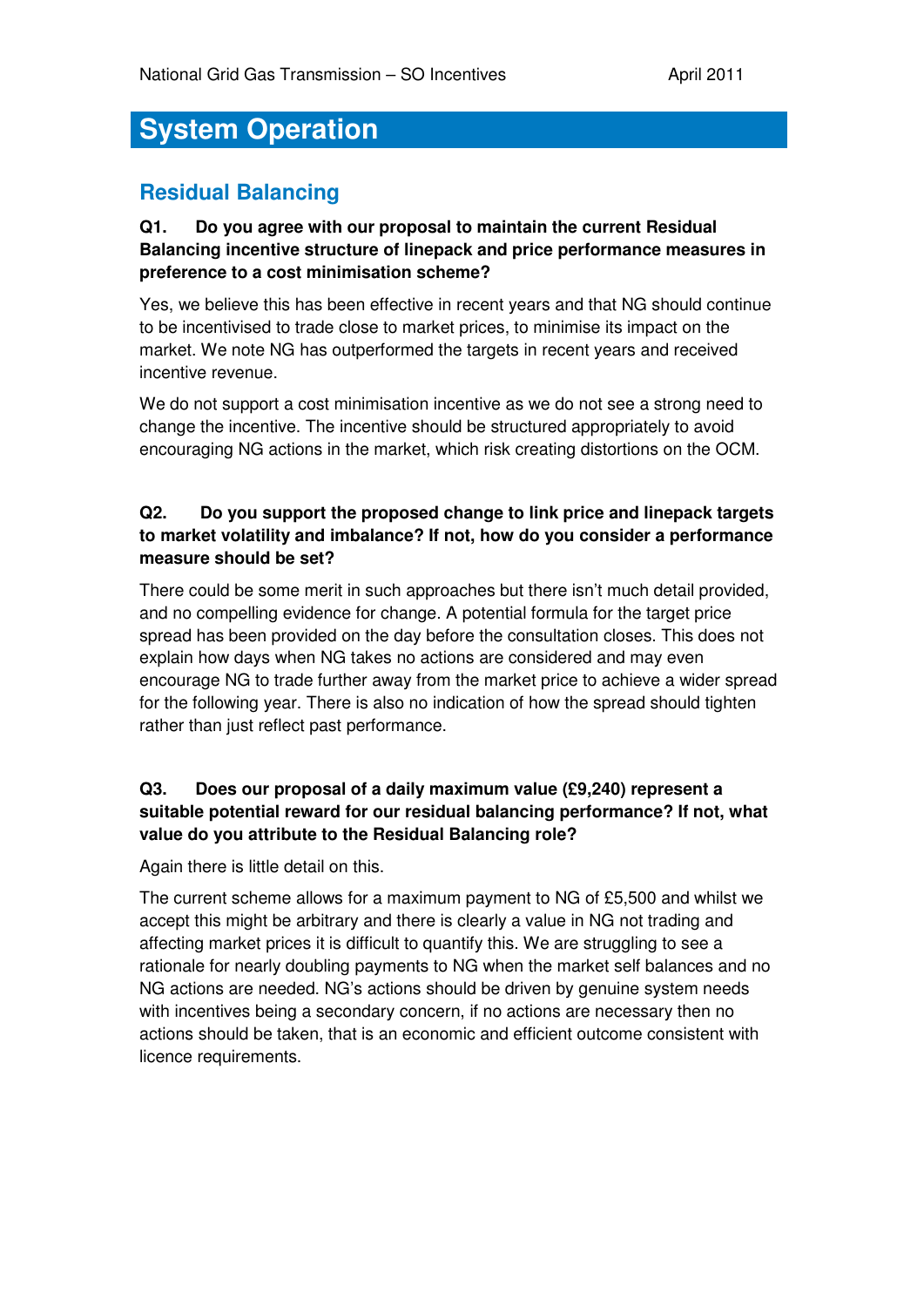# System Operation

## Residual Balancing

**Q1. Do you agree with our proposal to maintain the current Residual Balancing incentive structure of linepack and price performance measures in preference to a cost minimisation scheme?**

Yes, we believe this has been effective in recent years and that NG should continue to be incentivised to trade close to market prices, to minimise its impact on the market. We note NG has outperformed the targets in recent years and received incentive revenue.

We do not support a cost minimisation incentive as we do not see a strong need to change the incentive. The incentive should be structured appropriately to avoid encouraging NG actions in the market, which risk creating distortions on the OCM.

**Q2. Do you support the proposed change to link price and linepack targets to market volatility and imbalance? If not, how do you consider a performance measure should be set?**

There could be some merit in such approaches but there isn't much detail provided, and no compelling evidence for change. A potential formula for the target price spread has been provided on the day before the consultation closes. This does not explain how days when NG takes no actions are considered and may even encourage NG to trade further away from the market price to achieve a wider spread for the following year. There is also no indication of how the spread should tighten rather than just reflect past performance.

**Q3. Does our proposal of a daily maximum value (£9,240) represent a suitable potential reward for our residual balancing performance? If not, what value do you attribute to the Residual Balancing role?**

Again there is little detail on this.

The current scheme allows for a maximum payment to NG of £5,500 and whilst we accept this might be arbitrary and there is clearly a value in NG not trading and affecting market prices it is difficult to quantify this. We are struggling to see a rationale for nearly doubling payments to NG when the market self balances and no NG actions are needed. NG's actions should be driven by genuine system needs with incentives being a secondary concern, if no actions are necessary then no actions should be taken, that is an economic and efficient outcome consistent with licence requirements.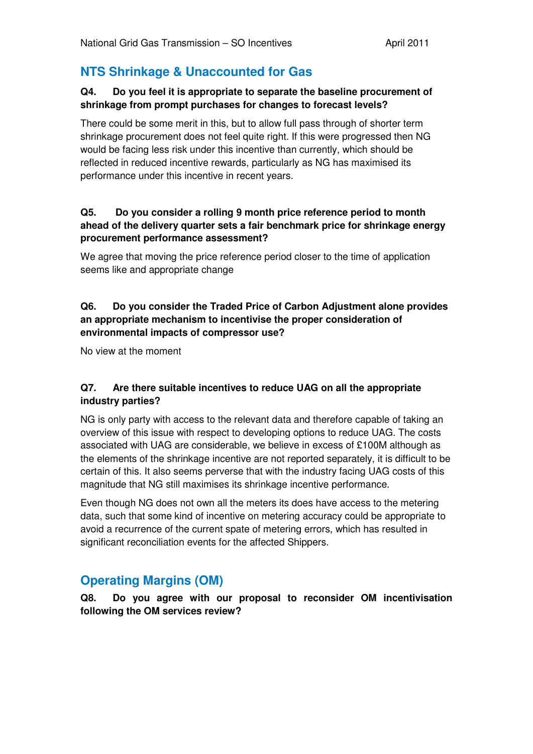## NTS Shrinkage & Unaccounted for Gas

**Q4. Do you feel it is appropriate to separate the baseline procurement of shrinkage from prompt purchases for changes to forecast levels?**

There could be some merit in this, but to allow full pass through of shorter term shrinkage procurement does not feel quite right. If this were progressed then NG would be facing less risk under this incentive than currently, which should be reflected in reduced incentive rewards, particularly as NG has maximised its performance under this incentive in recent years.

**Q5. Do you consider a rolling 9 month price reference period to month ahead of the delivery quarter sets a fair benchmark price for shrinkage energy procurement performance assessment?**

We agree that moving the price reference period closer to the time of application seems like and appropriate change

**Q6. Do you consider the Traded Price of Carbon Adjustment alone provides an appropriate mechanism to incentivise the proper consideration of environmental impacts of compressor use?**

No view at the moment

**Q7. Are there suitable incentives to reduce UAG on all the appropriate industry parties?**

NG is only party with access to the relevant data and therefore capable of taking an overview of this issue with respect to developing options to reduce UAG. The costs associated with UAG are considerable, we believe in excess of £100M although as the elements of the shrinkage incentive are not reported separately, it is difficult to be certain of this. It also seems perverse that with the industry facing UAG costs of this magnitude that NG still maximises its shrinkage incentive performance.

Even though NG does not own all the meters its does have access to the metering data, such that some kind of incentive on metering accuracy could be appropriate to avoid a recurrence of the current spate of metering errors, which has resulted in significant reconciliation events for the affected Shippers.

## Operating Margins (OM)

**Q8. Do you agree with our proposal to reconsider OM incentivisation following the OM services review?**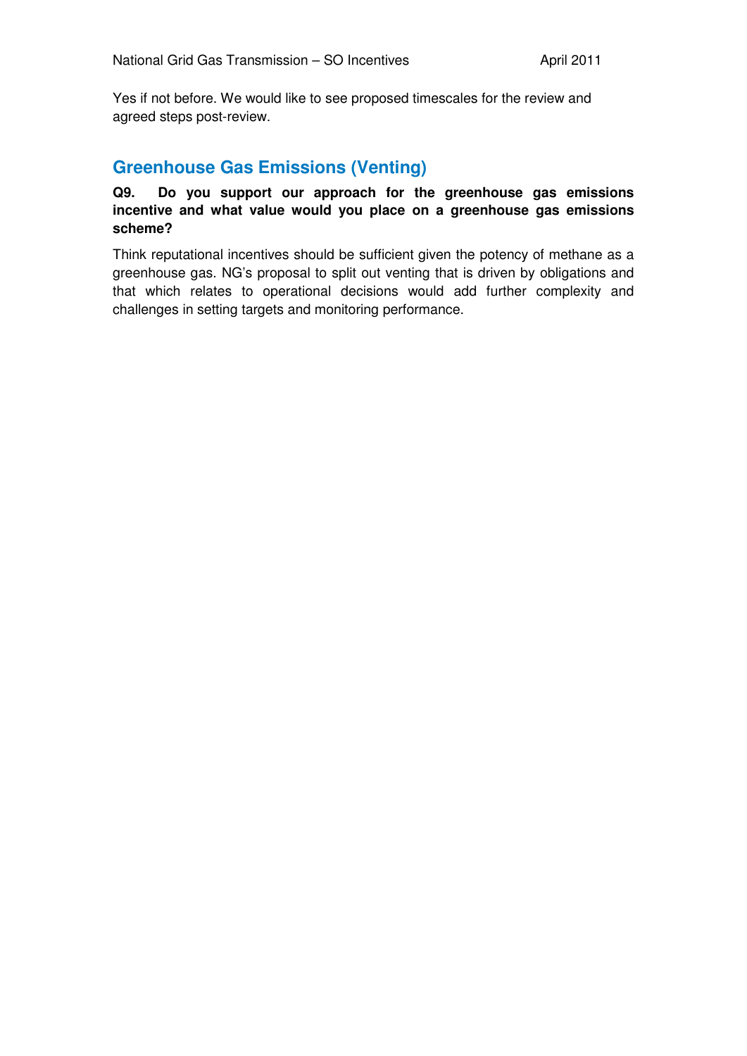Yes if not before. We would like to see proposed timescales for the review and agreed steps post-review.

## Greenhouse Gas Emissions (Venting)

**Q9. Do you support our approach for the greenhouse gas emissions incentive and what value would you place on a greenhouse gas emissions scheme?**

Think reputational incentives should be sufficient given the potency of methane as a greenhouse gas. NG's proposal to split out venting that is driven by obligations and that which relates to operational decisions would add further complexity and challenges in setting targets and monitoring performance.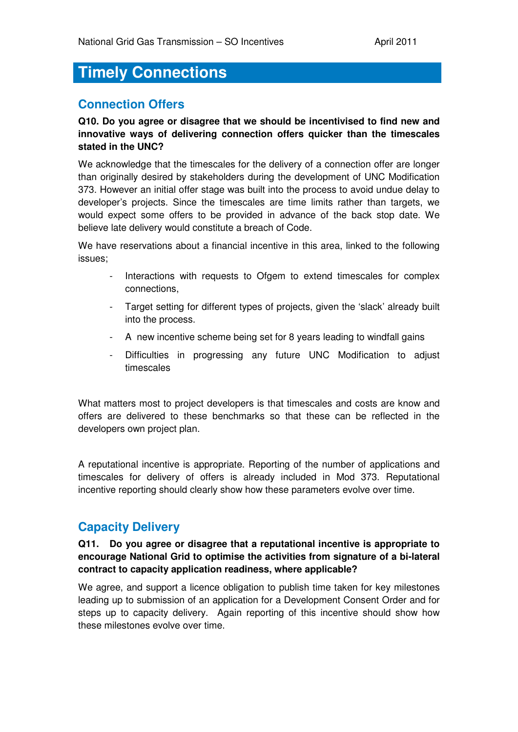# Timely Connections

## Connection Offers

**Q10. Do you agree or disagree that we should be incentivised to find new and innovative ways of delivering connection offers quicker than the timescales stated in the UNC?**

We acknowledge that the timescales for the delivery of a connection offer are longer than originally desired by stakeholders during the development of UNC Modification 373. However an initial offer stage was built into the process to avoid undue delay to developer's projects. Since the timescales are time limits rather than targets, we would expect some offers to be provided in advance of the back stop date. We believe late delivery would constitute a breach of Code.

We have reservations about a financial incentive in this area, linked to the following issues;

- Interactions with requests to Ofgem to extend timescales for complex connections,
- Target setting for different types of projects, given the 'slack' already built into the process.
- A new incentive scheme being set for 8 years leading to windfall gains
- Difficulties in progressing any future UNC Modification to adjust timescales

What matters most to project developers is that timescales and costs are know and offers are delivered to these benchmarks so that these can be reflected in the developers own project plan.

A reputational incentive is appropriate. Reporting of the number of applications and timescales for delivery of offers is already included in Mod 373. Reputational incentive reporting should clearly show how these parameters evolve over time.

## Capacity Delivery

**Q11. Do you agree or disagree that a reputational incentive is appropriate to encourage National Grid to optimise the activities from signature of a bi-lateral contract to capacity application readiness, where applicable?**

We agree, and support a licence obligation to publish time taken for key milestones leading up to submission of an application for a Development Consent Order and for steps up to capacity delivery. Again reporting of this incentive should show how these milestones evolve over time.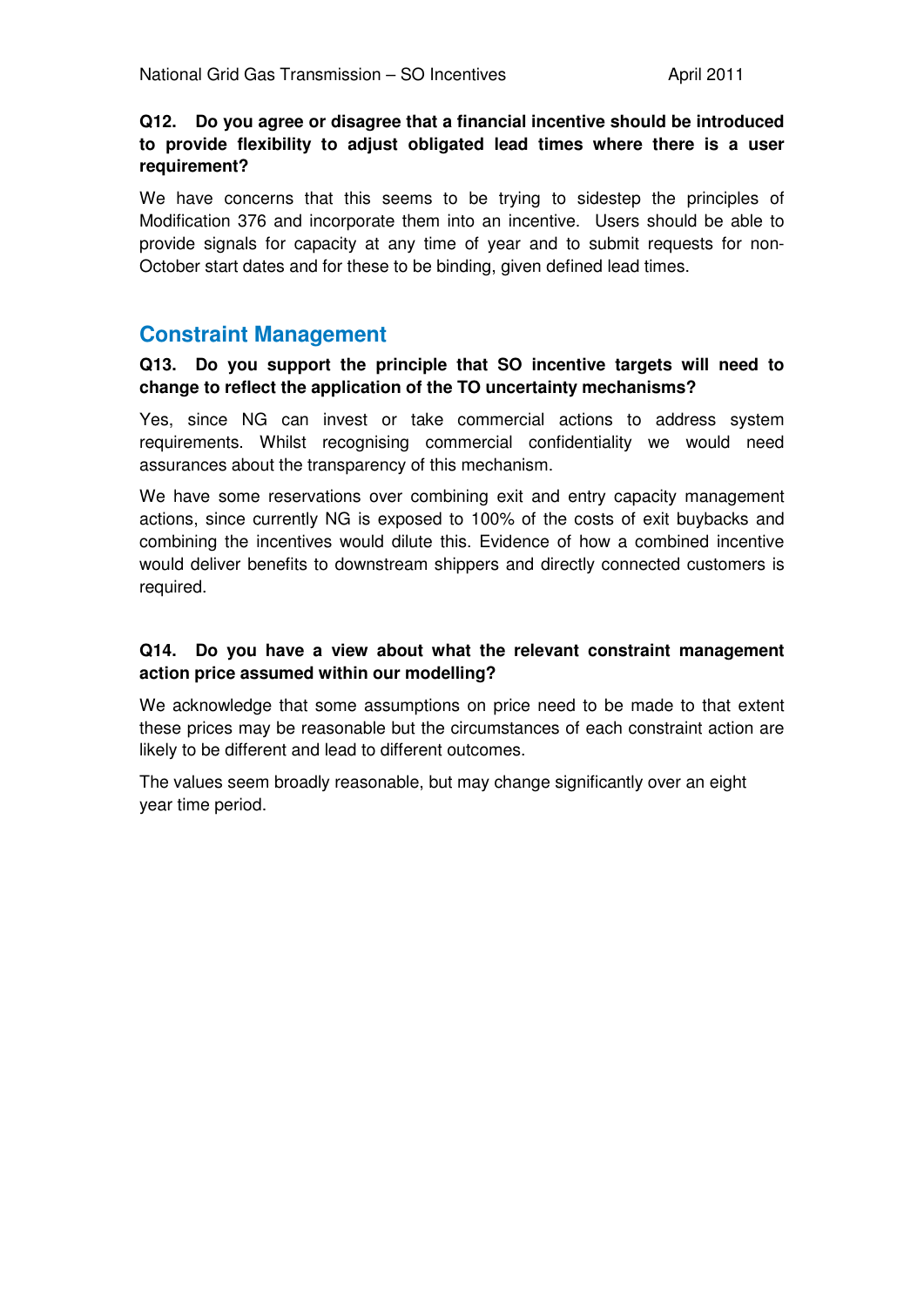**Q12. Do you agree or disagree that a financial incentive should be introduced to provide flexibility to adjust obligated lead times where there is a user requirement?**

We have concerns that this seems to be trying to sidestep the principles of Modification 376 and incorporate them into an incentive. Users should be able to provide signals for capacity at any time of year and to submit requests for non-October start dates and for these to be binding, given defined lead times.

## Constraint Management

**Q13. Do you support the principle that SO incentive targets will need to change to reflect the application of the TO uncertainty mechanisms?**

Yes, since NG can invest or take commercial actions to address system requirements. Whilst recognising commercial confidentiality we would need assurances about the transparency of this mechanism.

We have some reservations over combining exit and entry capacity management actions, since currently NG is exposed to 100% of the costs of exit buybacks and combining the incentives would dilute this. Evidence of how a combined incentive would deliver benefits to downstream shippers and directly connected customers is required.

**Q14. Do you have a view about what the relevant constraint management action price assumed within our modelling?**

We acknowledge that some assumptions on price need to be made to that extent these prices may be reasonable but the circumstances of each constraint action are likely to be different and lead to different outcomes.

The values seem broadly reasonable, but may change significantly over an eight year time period.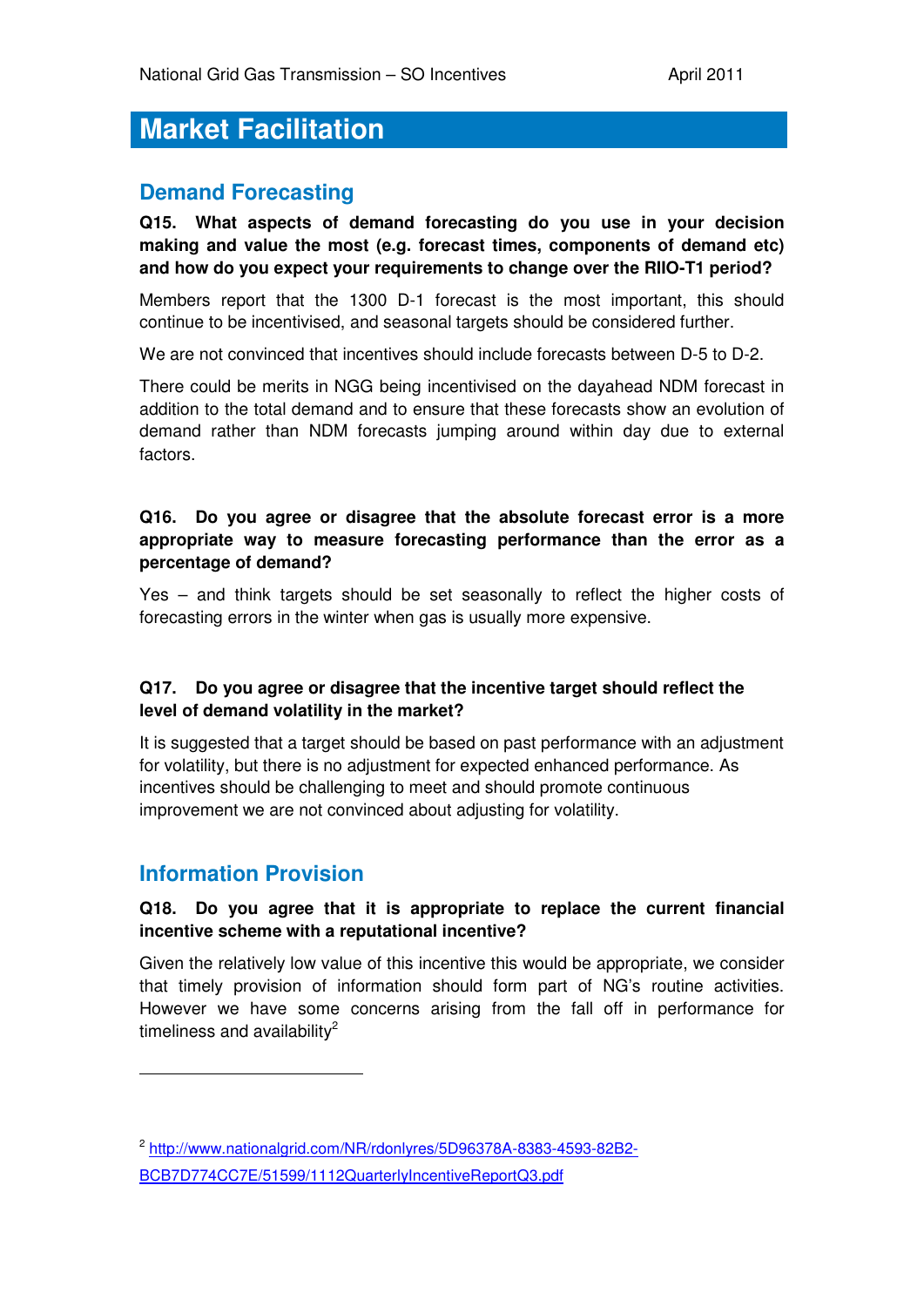# Market Facilitation

## Demand Forecasting

**Q15. What aspects of demand forecasting do you use in your decision making and value the most (e.g. forecast times, components of demand etc) and how do you expect your requirements to change over the RIIO-T1 period?**

Members report that the 1300 D-1 forecast is the most important, this should continue to be incentivised, and seasonal targets should be considered further.

We are not convinced that incentives should include forecasts between D-5 to D-2.

There could be merits in NGG being incentivised on the dayahead NDM forecast in addition to the total demand and to ensure that these forecasts show an evolution of demand rather than NDM forecasts jumping around within day due to external factors.

**Q16. Do you agree or disagree that the absolute forecast error is a more appropriate way to measure forecasting performance than the error as a percentage of demand?**

Yes – and think targets should be set seasonally to reflect the higher costs of forecasting errors in the winter when gas is usually more expensive.

**Q17. Do you agree or disagree that the incentive target should reflect the level of demand volatility in the market?**

It is suggested that a target should be based on past performance with an adjustment for volatility, but there is no adjustment for expected enhanced performance. As incentives should be challenging to meet and should promote continuous improvement we are not convinced about adjusting for volatility.

## Information Provision

**Q18. Do you agree that it is appropriate to replace the current financial incentive scheme with a reputational incentive?**

Given the relatively low value of this incentive this would be appropriate, we consider that timely provision of information should form part of NG's routine activities. However we have some concerns arising from the fall off in performance for timeliness and availability[2]

[2] http://www.nationalgrid.com/NR/rdonlyres/5D96378A-8383-4593-82B2-BCB7D774CC7E/51599/1112QuarterlyIncentiveReportQ3.pdf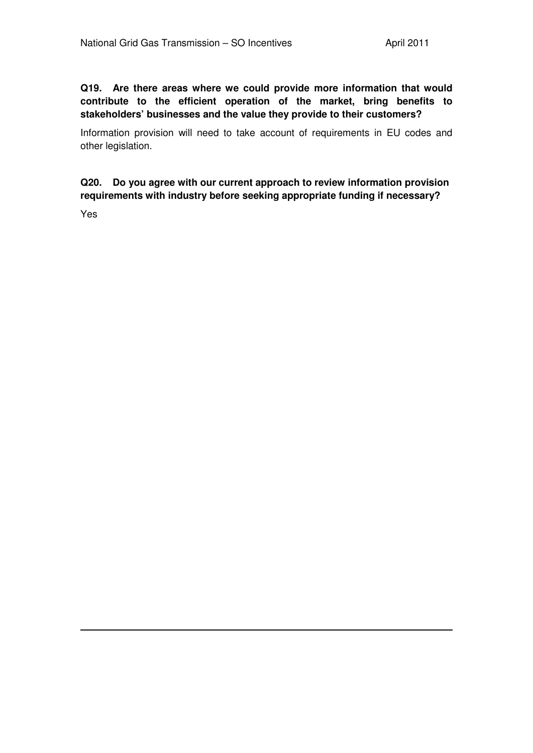**Q19. Are there areas where we could provide more information that would contribute to the efficient operation of the market, bring benefits to stakeholders' businesses and the value they provide to their customers?**

Information provision will need to take account of requirements in EU codes and other legislation.

**Q20. Do you agree with our current approach to review information provision requirements with industry before seeking appropriate funding if necessary?**

Yes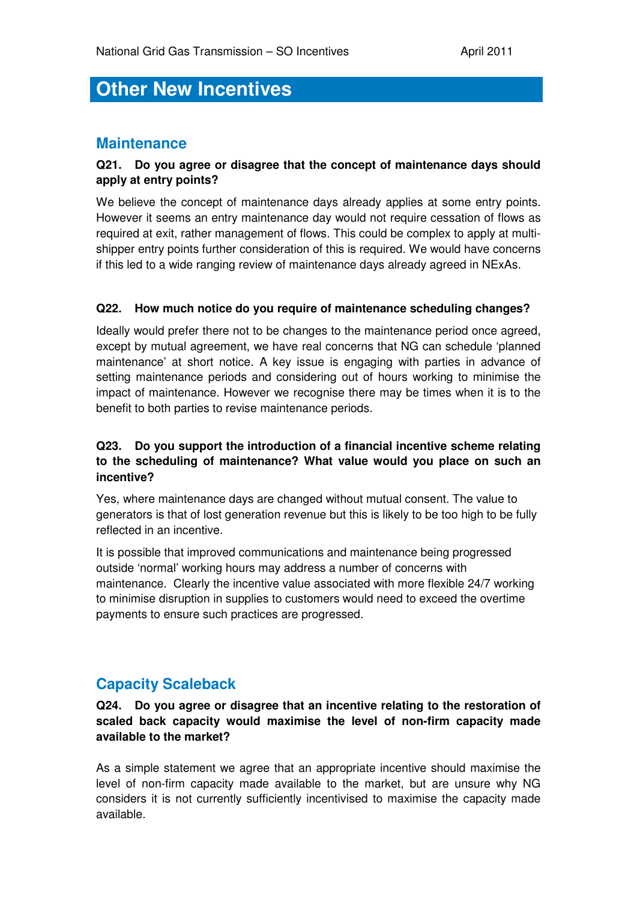# Other New Incentives

## Maintenance

**Q21. Do you agree or disagree that the concept of maintenance days should apply at entry points?**

We believe the concept of maintenance days already applies at some entry points. However it seems an entry maintenance day would not require cessation of flows as required at exit, rather management of flows. This could be complex to apply at multi-shipper entry points further consideration of this is required. We would have concerns if this led to a wide ranging review of maintenance days already agreed in NExAs.

**Q22. How much notice do you require of maintenance scheduling changes?**

Ideally would prefer there not to be changes to the maintenance period once agreed, except by mutual agreement, we have real concerns that NG can schedule 'planned maintenance' at short notice. A key issue is engaging with parties in advance of setting maintenance periods and considering out of hours working to minimise the impact of maintenance. However we recognise there may be times when it is to the benefit to both parties to revise maintenance periods.

**Q23. Do you support the introduction of a financial incentive scheme relating to the scheduling of maintenance? What value would you place on such an incentive?**

Yes, where maintenance days are changed without mutual consent. The value to generators is that of lost generation revenue but this is likely to be too high to be fully reflected in an incentive.

It is possible that improved communications and maintenance being progressed outside 'normal' working hours may address a number of concerns with maintenance. Clearly the incentive value associated with more flexible 24/7 working to minimise disruption in supplies to customers would need to exceed the overtime payments to ensure such practices are progressed.

## Capacity Scaleback

**Q24. Do you agree or disagree that an incentive relating to the restoration of scaled back capacity would maximise the level of non-firm capacity made available to the market?**

As a simple statement we agree that an appropriate incentive should maximise the level of non-firm capacity made available to the market, but are unsure why NG considers it is not currently sufficiently incentivised to maximise the capacity made available.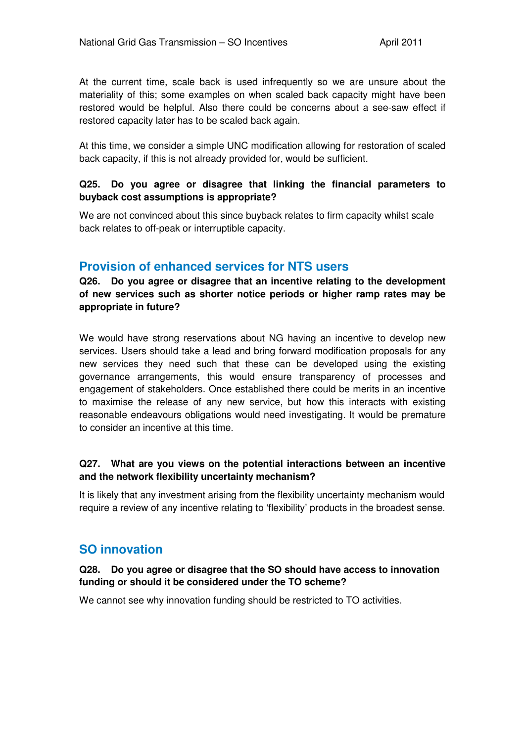At the current time, scale back is used infrequently so we are unsure about the materiality of this; some examples on when scaled back capacity might have been restored would be helpful. Also there could be concerns about a see-saw effect if restored capacity later has to be scaled back again.

At this time, we consider a simple UNC modification allowing for restoration of scaled back capacity, if this is not already provided for, would be sufficient.

**Q25. Do you agree or disagree that linking the financial parameters to buyback cost assumptions is appropriate?**

We are not convinced about this since buyback relates to firm capacity whilst scale back relates to off-peak or interruptible capacity.

## Provision of enhanced services for NTS users

**Q26. Do you agree or disagree that an incentive relating to the development of new services such as shorter notice periods or higher ramp rates may be appropriate in future?**

We would have strong reservations about NG having an incentive to develop new services. Users should take a lead and bring forward modification proposals for any new services they need such that these can be developed using the existing governance arrangements, this would ensure transparency of processes and engagement of stakeholders. Once established there could be merits in an incentive to maximise the release of any new service, but how this interacts with existing reasonable endeavours obligations would need investigating. It would be premature to consider an incentive at this time.

**Q27. What are you views on the potential interactions between an incentive and the network flexibility uncertainty mechanism?**

It is likely that any investment arising from the flexibility uncertainty mechanism would require a review of any incentive relating to 'flexibility' products in the broadest sense.

## SO innovation

**Q28. Do you agree or disagree that the SO should have access to innovation funding or should it be considered under the TO scheme?**

We cannot see why innovation funding should be restricted to TO activities.